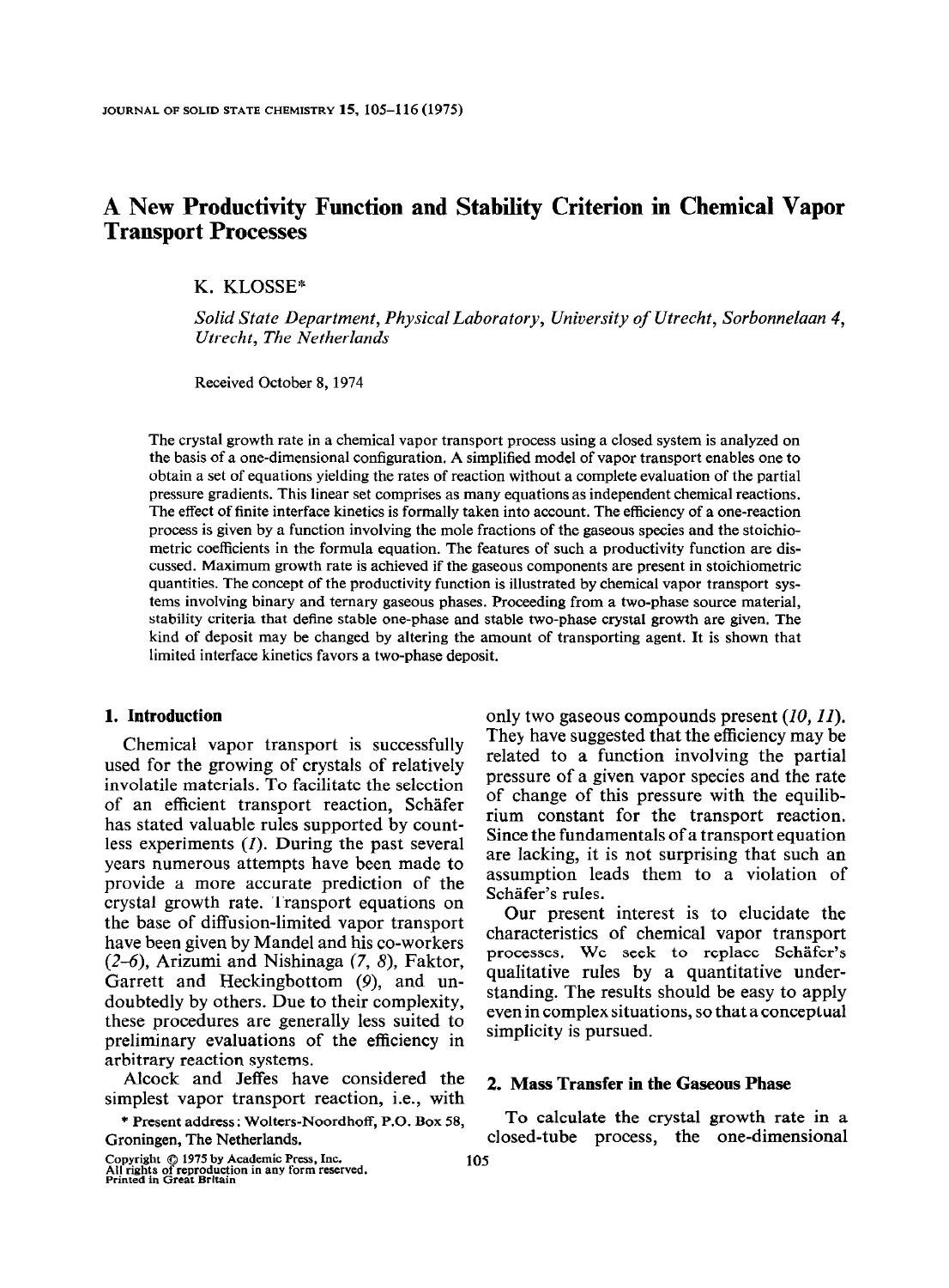# A New Productivity Function and Stability Criterion in Chemical Vapor Transport Processes

K. KLOSSE*

*Solid State Department, Physical Laboratory, University of Utrecht, Sorbonnelaan 4, Utrecht, The Netherlands*

Received October 8, 1974

The crystal growth rate in a chemical vapor transport process using a closed system is analyzed on the basis of a one-dimensional configuration. A simplified model of vapor transport enables one to obtain a set of equations yielding the rates of reaction without a complete evaluation of the partial pressure gradients. This linear set comprises as many equations as independent chemical reactions. The effect of finite interface kinetics is formally taken into account. The efficiency of a one-reaction process is given by a function involving the mole fractions of the gaseous species and the stoichiometric coefficients in the formula equation. The features of such a productivity function are discussed. Maximum growth rate is achieved if the gaseous components are present in stoichiometric quantities. The concept of the productivity function is illustrated by chemical vapor transport systems involving binary and ternary gaseous phases. Proceeding from a two-phase source material, stability criteria that define stable one-phase and stable two-phase crystal growth are given. The kind of deposit may be changed by altering the amount of transporting agent. It is shown that limited interface kinetics favors a two-phase deposit.

## 1. Introduction

Chemical vapor transport is successfully used for the growing of crystals of relatively involatile materials. To facilitate the selection of an efficient transport reaction, Schäfer has stated valuable rules supported by countless experiments (*1*). During the past several years numerous attempts have been made to provide a more accurate prediction of the crystal growth rate. Transport equations on the base of diffusion-limited vapor transport have been given by Mandel and his co-workers (*2–6*), Arizumi and Nishinaga (*7, 8*), Faktor, Garrett and Heckingbottom (*9*), and undoubtedly by others. Due to their complexity, these procedures are generally less suited to preliminary evaluations of the efficiency in arbitrary reaction systems.

Alcock and Jeffes have considered the simplest vapor transport reaction, i.e., with only two gaseous compounds present (*10, 11*). They have suggested that the efficiency may be related to a function involving the partial pressure of a given vapor species and the rate of change of this pressure with the equilibrium constant for the transport reaction. Since the fundamentals of a transport equation are lacking, it is not surprising that such an assumption leads them to a violation of Schäfer's rules.

Our present interest is to elucidate the characteristics of chemical vapor transport processes. We seek to replace Schäfer's qualitative rules by a quantitative understanding. The results should be easy to apply even in complex situations, so that a conceptual simplicity is pursued.

## 2. Mass Transfer in the Gaseous Phase

To calculate the crystal growth rate in a closed-tube process, the one-dimensional

\* Present address: Wolters-Noordhoff, P.O. Box 58, Groningen, The Netherlands.

Copyright © 1975 by Academic Press, Inc.
All rights of reproduction in any form reserved.
Printed in Great Britain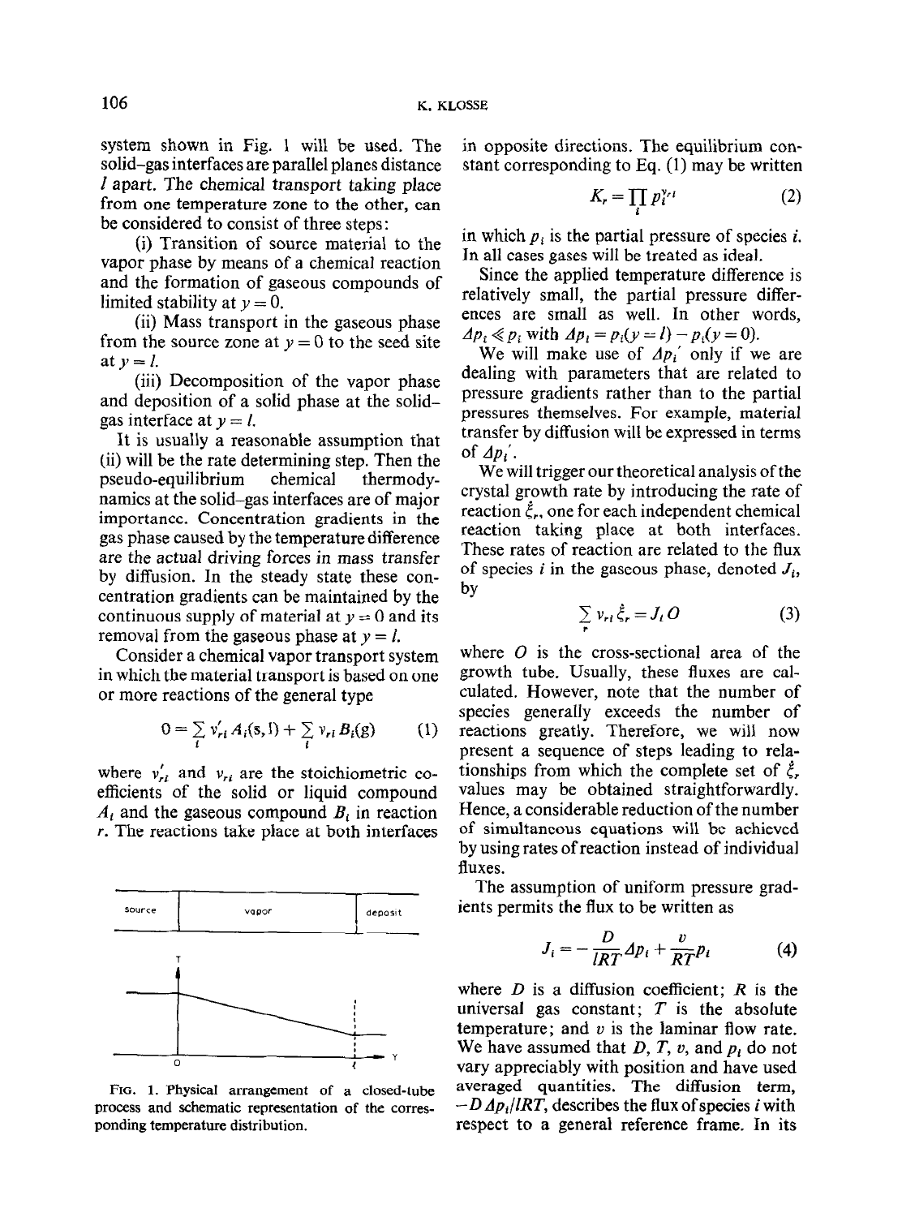system shown in Fig. 1 will be used. The solid–gas interfaces are parallel planes distance $l$ apart. The chemical transport taking place from one temperature zone to the other, can be considered to consist of three steps:

(i) Transition of source material to the vapor phase by means of a chemical reaction and the formation of gaseous compounds of limited stability at $y = 0$.

(ii) Mass transport in the gaseous phase from the source zone at $y = 0$ to the seed site at $y = l$.

(iii) Decomposition of the vapor phase and deposition of a solid phase at the solid–gas interface at $y = l$.

It is usually a reasonable assumption that (ii) will be the rate determining step. Then the pseudo-equilibrium chemical thermodynamics at the solid–gas interfaces are of major importance. Concentration gradients in the gas phase caused by the temperature difference are the actual driving forces in mass transfer by diffusion. In the steady state these concentration gradients can be maintained by the continuous supply of material at $y = 0$ and its removal from the gaseous phase at $y = l$.

Consider a chemical vapor transport system in which the material transport is based on one or more reactions of the general type

$$0 = \sum_i \nu'_{ri} A_i(\text{s}, \text{l}) + \sum_i \nu_{ri} B_i(\text{g}) \tag{1}$$

where $\nu'_{ri}$ and $\nu_{ri}$ are the stoichiometric coefficients of the solid or liquid compound $A_i$ and the gaseous compound $B_i$ in reaction $r$. The reactions take place at both interfaces

FIG. 1. Physical arrangement of a closed-tube process and schematic representation of the corresponding temperature distribution.

in opposite directions. The equilibrium constant corresponding to Eq. (1) may be written

$$K_r = \prod_i p_i^{\nu_{ri}} \tag{2}$$

in which $p_i$ is the partial pressure of species $i$. In all cases gases will be treated as ideal.

Since the applied temperature difference is relatively small, the partial pressure differences are small as well. In other words, $\Delta p_i \ll p_i$ with $\Delta p_i = p_i(y = l) - p_i(y = 0)$.

We will make use of $\Delta p_i'$ only if we are dealing with parameters that are related to pressure gradients rather than to the partial pressures themselves. For example, material transfer by diffusion will be expressed in terms of $\Delta p_i'$.

We will trigger our theoretical analysis of the crystal growth rate by introducing the rate of reaction $\dot{\xi}_r$, one for each independent chemical reaction taking place at both interfaces. These rates of reaction are related to the flux of species $i$ in the gaseous phase, denoted $J_i$, by

$$\sum_r \nu_{ri} \dot{\xi}_r = J_i O \tag{3}$$

where $O$ is the cross-sectional area of the growth tube. Usually, these fluxes are calculated. However, note that the number of species generally exceeds the number of reactions greatly. Therefore, we will now present a sequence of steps leading to relationships from which the complete set of $\dot{\xi}_r$ values may be obtained straightforwardly. Hence, a considerable reduction of the number of simultaneous equations will be achieved by using rates of reaction instead of individual fluxes.

The assumption of uniform pressure gradients permits the flux to be written as

$$J_i = -\frac{D}{lRT}\Delta p_i + \frac{v}{RT} p_i \tag{4}$$

where $D$ is a diffusion coefficient; $R$ is the universal gas constant; $T$ is the absolute temperature; and $v$ is the laminar flow rate. We have assumed that $D$, $T$, $v$, and $p_i$ do not vary appreciably with position and have used averaged quantities. The diffusion term, $-D\,\Delta p_i/lRT$, describes the flux of species $i$ with respect to a general reference frame. In its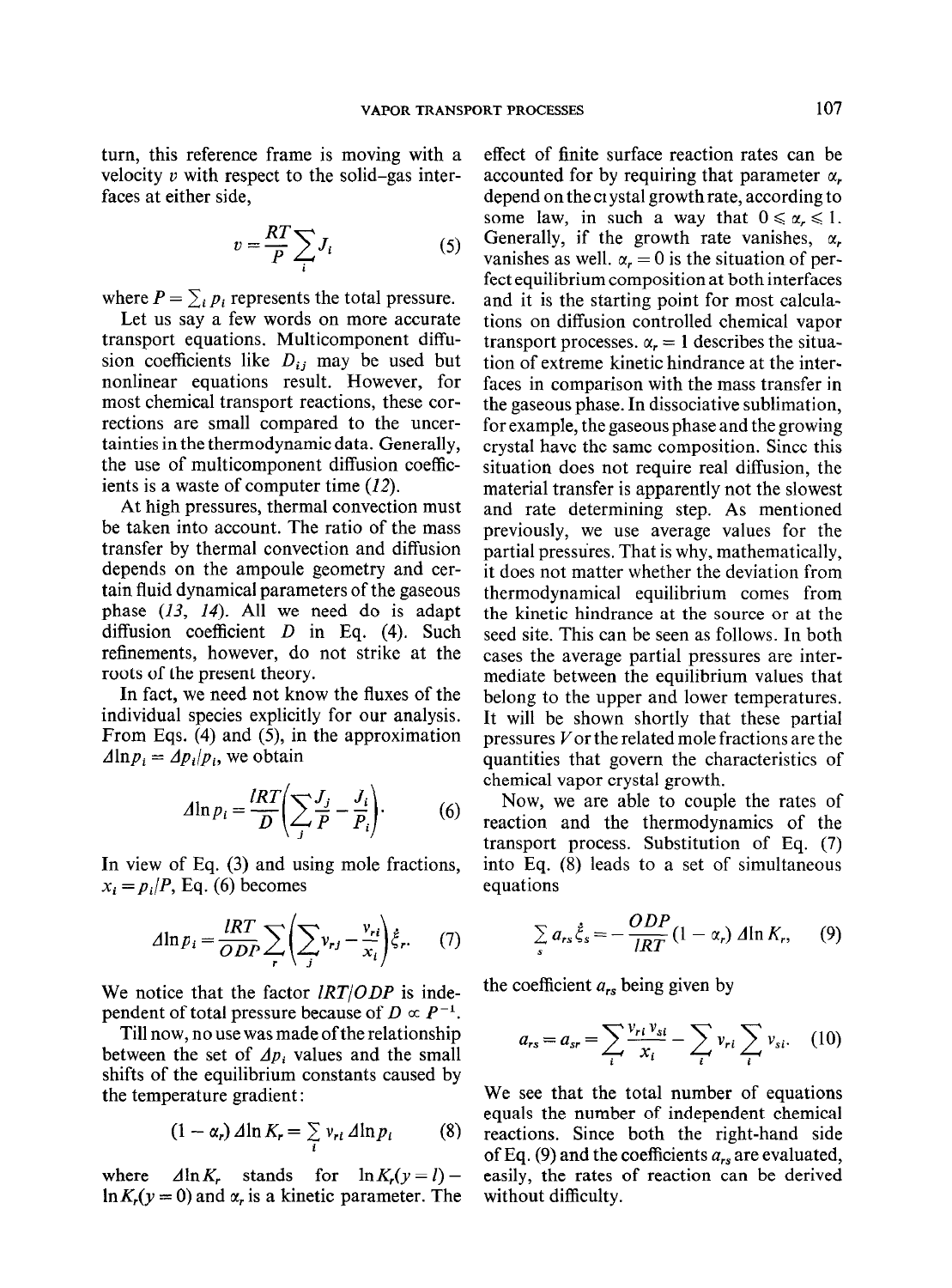turn, this reference frame is moving with a velocity $v$ with respect to the solid–gas interfaces at either side,

$$v = \frac{RT}{P} \sum_i J_i \tag{5}$$

where $P = \sum_i p_i$ represents the total pressure.

Let us say a few words on more accurate transport equations. Multicomponent diffusion coefficients like $D_{ij}$ may be used but nonlinear equations result. However, for most chemical transport reactions, these corrections are small compared to the uncertainties in the thermodynamic data. Generally, the use of multicomponent diffusion coefficients is a waste of computer time (12).

At high pressures, thermal convection must be taken into account. The ratio of the mass transfer by thermal convection and diffusion depends on the ampoule geometry and certain fluid dynamical parameters of the gaseous phase (13, 14). All we need do is adapt diffusion coefficient $D$ in Eq. (4). Such refinements, however, do not strike at the roots of the present theory.

In fact, we need not know the fluxes of the individual species explicitly for our analysis. From Eqs. (4) and (5), in the approximation $\Delta \ln p_i = \Delta p_i / p_i$, we obtain

$$\Delta \ln p_i = \frac{lRT}{D} \left( \sum_j \frac{J_j}{P} - \frac{J_i}{P_i} \right). \tag{6}$$

In view of Eq. (3) and using mole fractions, $x_i = p_i / P$, Eq. (6) becomes

$$\Delta \ln p_i = \frac{lRT}{ODP} \sum_r \left( \sum_j \nu_{rj} - \frac{\nu_{ri}}{x_i} \right) \dot{\xi}_r. \tag{7}$$

We notice that the factor $lRT/ODP$ is independent of total pressure because of $D \propto P^{-1}$.

Till now, no use was made of the relationship between the set of $\Delta p_i$ values and the small shifts of the equilibrium constants caused by the temperature gradient:

$$(1 - \alpha_r) \Delta \ln K_r = \sum_i \nu_{ri} \Delta \ln p_i \tag{8}$$

where $\Delta \ln K_r$ stands for $\ln K_r(y = l) - \ln K_r(y = 0)$ and $\alpha_r$ is a kinetic parameter. The effect of finite surface reaction rates can be accounted for by requiring that parameter $\alpha_r$ depend on the crystal growth rate, according to some law, in such a way that $0 \leqslant \alpha_r \leqslant 1$. Generally, if the growth rate vanishes, $\alpha_r$ vanishes as well. $\alpha_r = 0$ is the situation of perfect equilibrium composition at both interfaces and it is the starting point for most calculations on diffusion controlled chemical vapor transport processes. $\alpha_r = 1$ describes the situation of extreme kinetic hindrance at the interfaces in comparison with the mass transfer in the gaseous phase. In dissociative sublimation, for example, the gaseous phase and the growing crystal have the same composition. Since this situation does not require real diffusion, the material transfer is apparently not the slowest and rate determining step. As mentioned previously, we use average values for the partial pressures. That is why, mathematically, it does not matter whether the deviation from thermodynamical equilibrium comes from the kinetic hindrance at the source or at the seed site. This can be seen as follows. In both cases the average partial pressures are intermediate between the equilibrium values that belong to the upper and lower temperatures. It will be shown shortly that these partial pressures $V$ or the related mole fractions are the quantities that govern the characteristics of chemical vapor crystal growth.

Now, we are able to couple the rates of reaction and the thermodynamics of the transport process. Substitution of Eq. (7) into Eq. (8) leads to a set of simultaneous equations

$$\sum_s a_{rs} \dot{\xi}_s = -\frac{ODP}{lRT} (1 - \alpha_r) \Delta \ln K_r, \tag{9}$$

the coefficient $a_{rs}$ being given by

$$a_{rs} = a_{sr} = \sum_i \frac{\nu_{ri} \nu_{si}}{x_i} - \sum_i \nu_{ri} \sum_i \nu_{si}. \tag{10}$$

We see that the total number of equations equals the number of independent chemical reactions. Since both the right-hand side of Eq. (9) and the coefficients $a_{rs}$ are evaluated, easily, the rates of reaction can be derived without difficulty.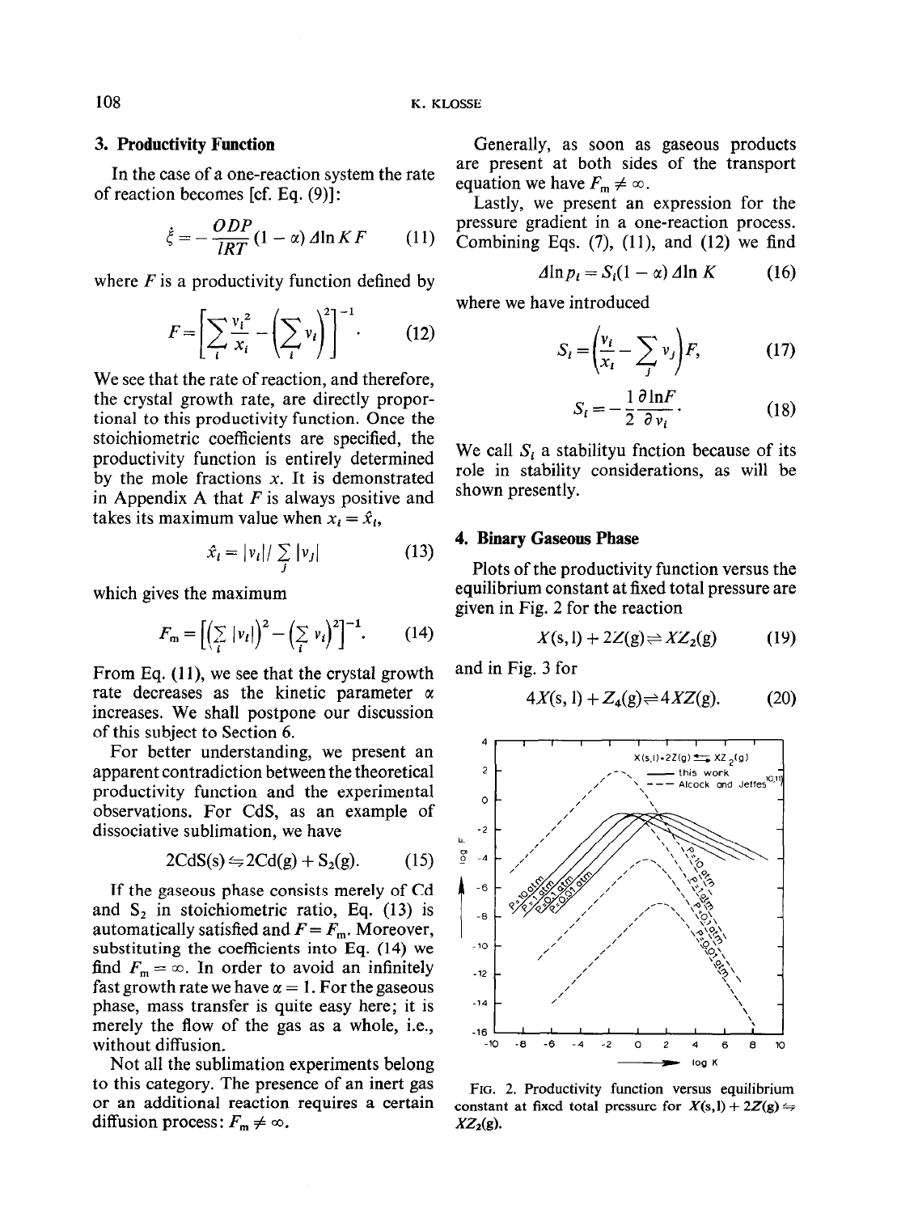## 3. Productivity Function

In the case of a one-reaction system the rate of reaction becomes [cf. Eq. (9)]:

$$\dot{\xi} = -\frac{ODP}{lRT}(1-\alpha)\,\Delta \ln K F \qquad (11)$$

where $F$ is a productivity function defined by

$$F = \left[\sum_i \frac{v_i^2}{x_i} - \left(\sum_i v_i\right)^2\right]^{-1}. \qquad (12)$$

We see that the rate of reaction, and therefore, the crystal growth rate, are directly proportional to this productivity function. Once the stoichiometric coefficients are specified, the productivity function is entirely determined by the mole fractions $x$. It is demonstrated in Appendix A that $F$ is always positive and takes its maximum value when $x_i = \hat{x}_i$,

$$\hat{x}_i = |v_i| / \sum_j |v_j| \qquad (13)$$

which gives the maximum

$$F_m = \left[\left(\sum_i |v_i|\right)^2 - \left(\sum_i v_i\right)^2\right]^{-1}. \qquad (14)$$

From Eq. (11), we see that the crystal growth rate decreases as the kinetic parameter $\alpha$ increases. We shall postpone our discussion of this subject to Section 6.

For better understanding, we present an apparent contradiction between the theoretical productivity function and the experimental observations. For CdS, as an example of dissociative sublimation, we have

$$2\mathrm{CdS(s)} \leftrightharpoons 2\mathrm{Cd(g)} + \mathrm{S_2(g)}. \qquad (15)$$

If the gaseous phase consists merely of Cd and $S_2$ in stoichiometric ratio, Eq. (13) is automatically satisfied and $F = F_m$. Moreover, substituting the coefficients into Eq. (14) we find $F_m = \infty$. In order to avoid an infinitely fast growth rate we have $\alpha = 1$. For the gaseous phase, mass transfer is quite easy here; it is merely the flow of the gas as a whole, i.e., without diffusion.

Not all the sublimation experiments belong to this category. The presence of an inert gas or an additional reaction requires a certain diffusion process: $F_m \neq \infty$.

Generally, as soon as gaseous products are present at both sides of the transport equation we have $F_m \neq \infty$.

Lastly, we present an expression for the pressure gradient in a one-reaction process. Combining Eqs. (7), (11), and (12) we find

$$\Delta \ln p_i = S_i(1-\alpha)\,\Delta \ln K \qquad (16)$$

where we have introduced

$$S_i = \left(\frac{v_i}{x_i} - \sum_j v_j\right)F, \qquad (17)$$

$$S_i = -\frac{1}{2}\frac{\partial \ln F}{\partial v_i}. \qquad (18)$$

We call $S_i$ a stabilityu fnction because of its role in stability considerations, as will be shown presently.

## 4. Binary Gaseous Phase

Plots of the productivity function versus the equilibrium constant at fixed total pressure are given in Fig. 2 for the reaction

$$X(\mathrm{s,l}) + 2Z(\mathrm{g}) \rightleftharpoons XZ_2(\mathrm{g}) \qquad (19)$$

and in Fig. 3 for

$$4X(\mathrm{s,l}) + Z_4(\mathrm{g}) \rightleftharpoons 4XZ(\mathrm{g}). \qquad (20)$$

FIG. 2. Productivity function versus equilibrium constant at fixed total pressure for $X(\mathrm{s,l}) + 2Z(\mathrm{g}) \leftrightharpoons XZ_2(\mathrm{g})$.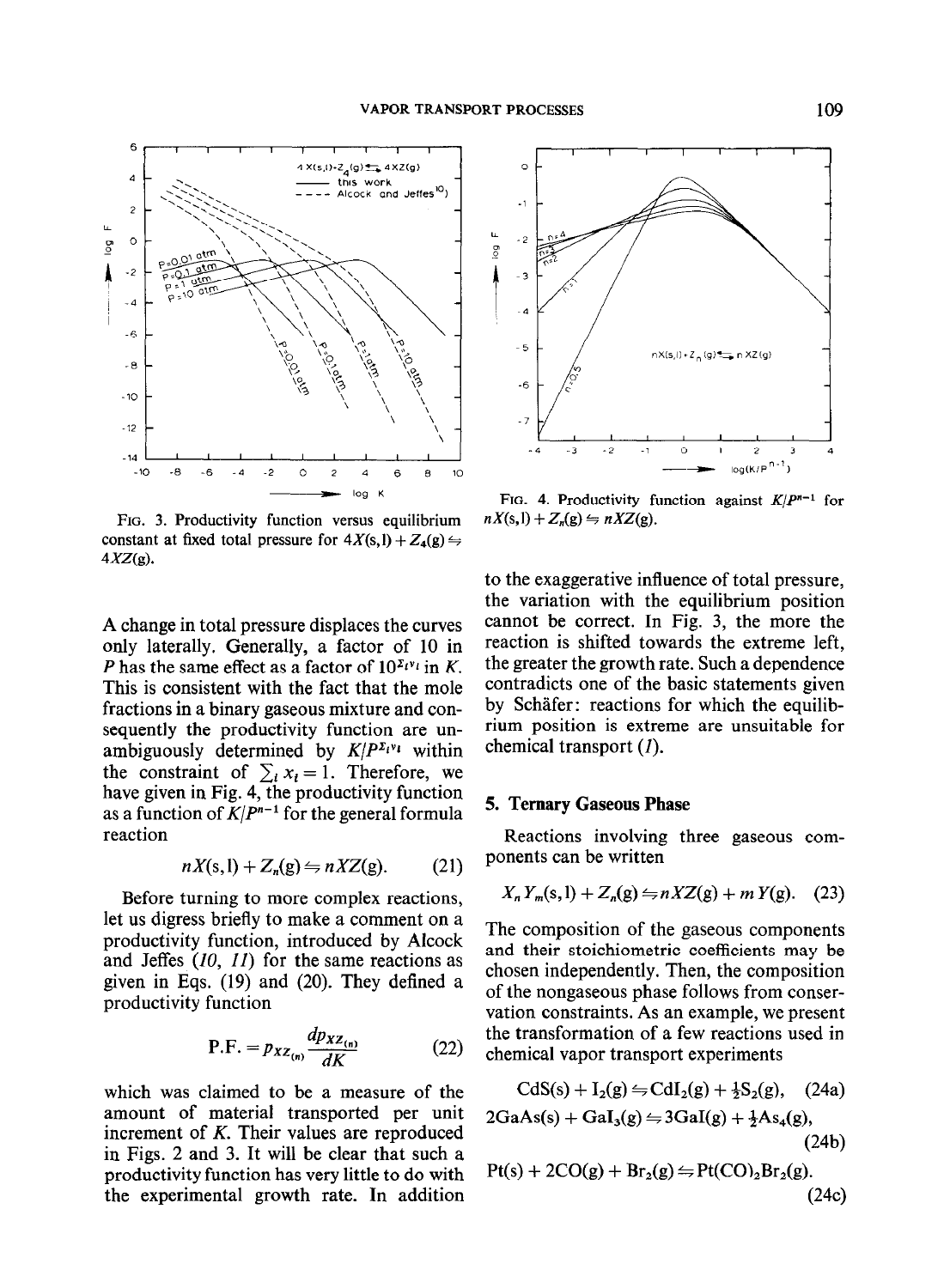FIG. 3. Productivity function versus equilibrium constant at fixed total pressure for $4X(s,l) + Z_4(g) \leftrightharpoons 4XZ(g)$.

FIG. 4. Productivity function against $K/P^{n-1}$ for $nX(s,l) + Z_n(g) \leftrightharpoons nXZ(g)$.

A change in total pressure displaces the curves only laterally. Generally, a factor of 10 in $P$ has the same effect as a factor of $10^{\Sigma_i \nu_i}$ in $K$. This is consistent with the fact that the mole fractions in a binary gaseous mixture and consequently the productivity function are unambiguously determined by $K/P^{\Sigma_i \nu_i}$ within the constraint of $\sum_i x_i = 1$. Therefore, we have given in Fig. 4, the productivity function as a function of $K/P^{n-1}$ for the general formula reaction

$$nX(s,l) + Z_n(g) \leftrightharpoons nXZ(g). \tag{21}$$

Before turning to more complex reactions, let us digress briefly to make a comment on a productivity function, introduced by Alcock and Jeffes (*10, 11*) for the same reactions as given in Eqs. (19) and (20). They defined a productivity function

$$\text{P.F.} = p_{XZ_{(n)}} \frac{dp_{XZ_{(n)}}}{dK} \tag{22}$$

which was claimed to be a measure of the amount of material transported per unit increment of $K$. Their values are reproduced in Figs. 2 and 3. It will be clear that such a productivity function has very little to do with the experimental growth rate. In addition to the exaggerative influence of total pressure, the variation with the equilibrium position cannot be correct. In Fig. 3, the more the reaction is shifted towards the extreme left, the greater the growth rate. Such a dependence contradicts one of the basic statements given by Schäfer: reactions for which the equilibrium position is extreme are unsuitable for chemical transport (*1*).

## 5. Ternary Gaseous Phase

Reactions involving three gaseous components can be written

$$X_nY_m(s,l) + Z_n(g) \leftrightharpoons nXZ(g) + m\,Y(g). \tag{23}$$

The composition of the gaseous components and their stoichiometric coefficients may be chosen independently. Then, the composition of the nongaseous phase follows from conservation constraints. As an example, we present the transformation of a few reactions used in chemical vapor transport experiments

$$CdS(s) + I_2(g) \leftrightharpoons CdI_2(g) + \tfrac{1}{2}S_2(g), \tag{24a}$$

$$2GaAs(s) + GaI_3(g) \leftrightharpoons 3GaI(g) + \tfrac{1}{2}As_4(g), \tag{24b}$$

$$Pt(s) + 2CO(g) + Br_2(g) \leftrightharpoons Pt(CO)_2Br_2(g). \tag{24c}$$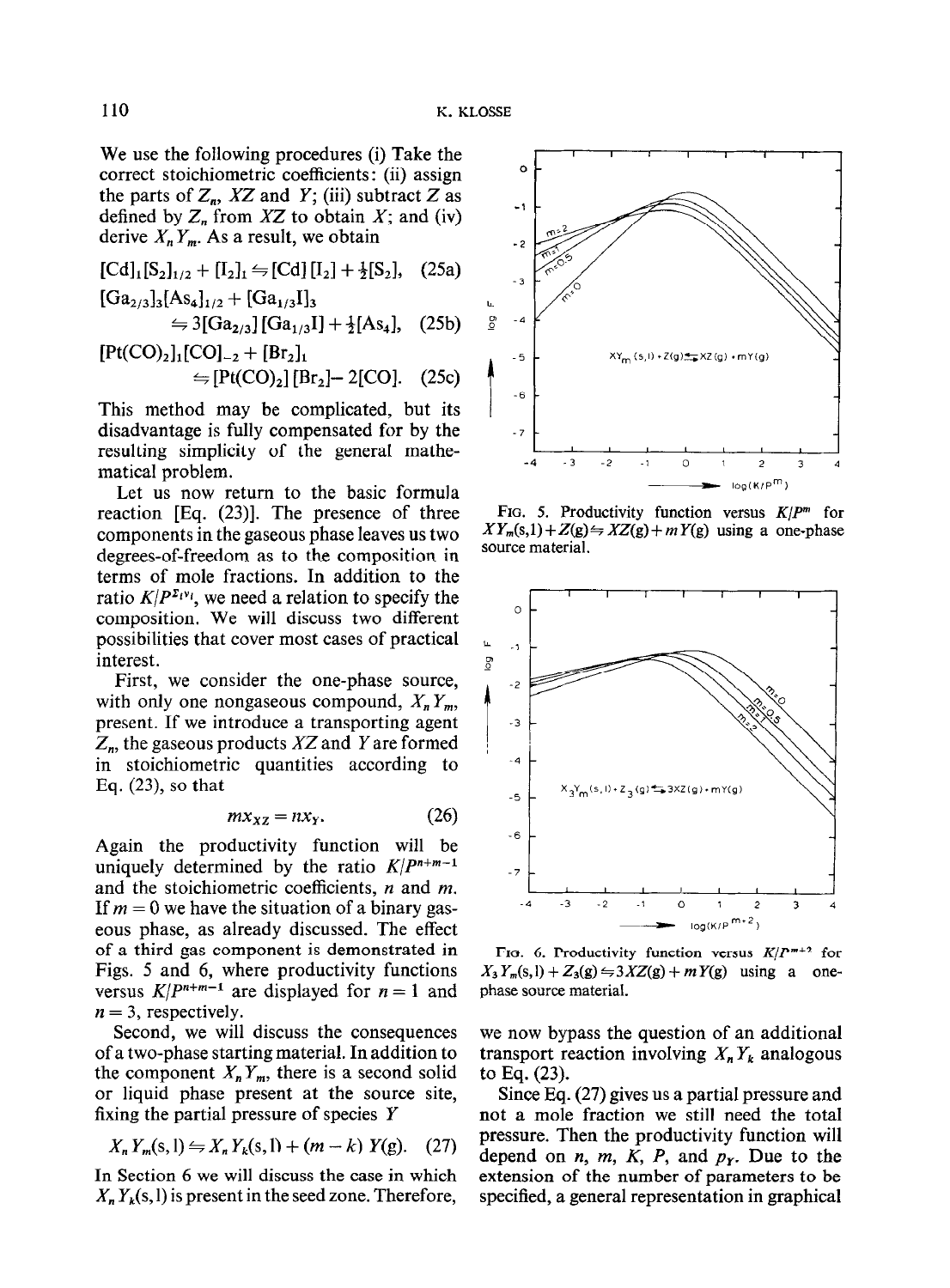We use the following procedures (i) Take the correct stoichiometric coefficients: (ii) assign the parts of $Z_n$, $XZ$ and $Y$; (iii) subtract $Z$ as defined by $Z_n$ from $XZ$ to obtain $X$; and (iv) derive $X_nY_m$. As a result, we obtain

$$[\mathrm{Cd}]_1[\mathrm{S}_2]_{1/2} + [\mathrm{I}_2]_1 \leftrightharpoons [\mathrm{Cd}][\mathrm{I}_2] + \tfrac{1}{2}[\mathrm{S}_2], \quad (25a)$$

$$[\mathrm{Ga}_{2/3}]_3[\mathrm{As}_4]_{1/2} + [\mathrm{Ga}_{1/3}\mathrm{I}]_3 \leftrightharpoons 3[\mathrm{Ga}_{2/3}][\mathrm{Ga}_{1/3}\mathrm{I}] + \tfrac{1}{2}[\mathrm{As}_4], \quad (25b)$$

$$[\mathrm{Pt(CO)}_2]_1[\mathrm{CO}]_{-2} + [\mathrm{Br}_2]_1 \leftrightharpoons [\mathrm{Pt(CO)}_2][\mathrm{Br}_2] - 2[\mathrm{CO}]. \quad (25c)$$

This method may be complicated, but its disadvantage is fully compensated for by the resulting simplicity of the general mathematical problem.

Let us now return to the basic formula reaction [Eq. (23)]. The presence of three components in the gaseous phase leaves us two degrees-of-freedom as to the composition in terms of mole fractions. In addition to the ratio $K/P^{\Sigma_i \nu_i}$, we need a relation to specify the composition. We will discuss two different possibilities that cover most cases of practical interest.

First, we consider the one-phase source, with only one nongaseous compound, $X_nY_m$, present. If we introduce a transporting agent $Z_n$, the gaseous products $XZ$ and $Y$ are formed in stoichiometric quantities according to Eq. (23), so that

$$m x_{XZ} = n x_Y. \quad (26)$$

Again the productivity function will be uniquely determined by the ratio $K/P^{n+m-1}$ and the stoichiometric coefficients, $n$ and $m$. If $m = 0$ we have the situation of a binary gaseous phase, as already discussed. The effect of a third gas component is demonstrated in Figs. 5 and 6, where productivity functions versus $K/P^{n+m-1}$ are displayed for $n = 1$ and $n = 3$, respectively.

Second, we will discuss the consequences of a two-phase starting material. In addition to the component $X_nY_m$, there is a second solid or liquid phase present at the source site, fixing the partial pressure of species $Y$

$$X_nY_m(\mathrm{s,l}) \leftrightharpoons X_nY_k(\mathrm{s,l}) + (m-k)\,Y(\mathrm{g}). \quad (27)$$

In Section 6 we will discuss the case in which $X_nY_k(\mathrm{s,l})$ is present in the seed zone. Therefore, we now bypass the question of an additional transport reaction involving $X_nY_k$ analogous to Eq. (23).

Since Eq. (27) gives us a partial pressure and not a mole fraction we still need the total pressure. Then the productivity function will depend on $n$, $m$, $K$, $P$, and $p_Y$. Due to the extension of the number of parameters to be specified, a general representation in graphical

FIG. 5. Productivity function versus $K/P^m$ for $XY_m(\mathrm{s,l}) + Z(\mathrm{g}) \leftrightharpoons XZ(\mathrm{g}) + mY(\mathrm{g})$ using a one-phase source material.

FIG. 6. Productivity function versus $K/P^{m+2}$ for $X_3Y_m(\mathrm{s,l}) + Z_3(\mathrm{g}) \leftrightharpoons 3XZ(\mathrm{g}) + mY(\mathrm{g})$ using a one-phase source material.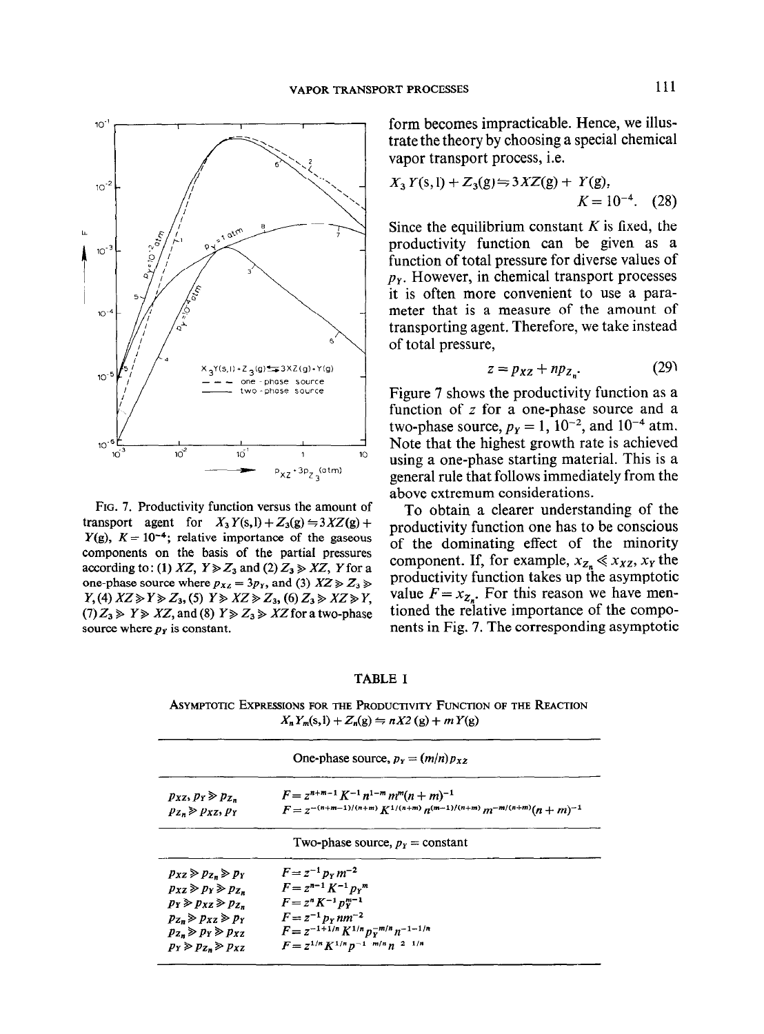FIG. 7. Productivity function versus the amount of transport agent for $X_3Y(s,l) + Z_3(g) \rightleftharpoons 3XZ(g) + Y(g)$, $K = 10^{-4}$; relative importance of the gaseous components on the basis of the partial pressures according to: (1) $XZ, Y \gg Z_3$ and (2) $Z_3 \gg XZ, Y$ for a one-phase source where $p_{XZ} = 3p_Y$, and (3) $XZ \gg Z_3 \gg Y$, (4) $XZ \gg Y \gg Z_3$, (5) $Y \gg XZ \gg Z_3$, (6) $Z_3 \gg XZ \gg Y$, (7) $Z_3 \gg Y \gg XZ$, and (8) $Y \gg Z_3 \gg XZ$ for a two-phase source where $p_Y$ is constant.

form becomes impracticable. Hence, we illustrate the theory by choosing a special chemical vapor transport process, i.e.

$$X_3Y(s,l) + Z_3(g) \rightleftharpoons 3XZ(g) + Y(g), \quad K = 10^{-4}. \quad (28)$$

Since the equilibrium constant $K$ is fixed, the productivity function can be given as a function of total pressure for diverse values of $p_Y$. However, in chemical transport processes it is often more convenient to use a parameter that is a measure of the amount of transporting agent. Therefore, we take instead of total pressure,

$$z = p_{XZ} + np_{Z_n}. \quad (29)$$

Figure 7 shows the productivity function as a function of $z$ for a one-phase source and a two-phase source, $p_Y = 1$, $10^{-2}$, and $10^{-4}$ atm. Note that the highest growth rate is achieved using a one-phase starting material. This is a general rule that follows immediately from the above extremum considerations.

To obtain a clearer understanding of the productivity function one has to be conscious of the dominating effect of the minority component. If, for example, $x_{Z_n} \ll x_{XZ}, x_Y$ the productivity function takes up the asymptotic value $F = x_{Z_n}$. For this reason we have mentioned the relative importance of the components in Fig. 7. The corresponding asymptotic

TABLE I

ASYMPTOTIC EXPRESSIONS FOR THE PRODUCTIVITY FUNCTION OF THE REACTION $X_nY_m(s,l) + Z_n(g) \rightleftharpoons nX2(g) + mY(g)$

| | |
|---|---|
| One-phase source, $p_Y = (m/n)p_{XZ}$ | |
| $p_{XZ}, p_Y \gg p_{Z_n}$ | $F = z^{n+m-1}K^{-1}n^{1-m}m^m(n+m)^{-1}$ |
| $p_{Z_n} \gg p_{XZ}, p_Y$ | $F = z^{-(n+m-1)/(n+m)}K^{1/(n+m)}n^{(m-1)/(n+m)}m^{-m/(n+m)}(n+m)^{-1}$ |
| Two-phase source, $p_Y$ = constant | |
| $p_{XZ} \gg p_{Z_n} \gg p_Y$ | $F = z^{-1}p_Y m^{-2}$ |
| $p_{XZ} \gg p_Y \gg p_{Z_n}$ | $F = z^{n-1}K^{-1}p_Y{}^m$ |
| $p_Y \gg p_{XZ} \gg p_{Z_n}$ | $F = z^nK^{-1}p_Y^{m-1}$ |
| $p_{Z_n} \gg p_{XZ} \gg p_Y$ | $F = z^{-1}p_Y nm^{-2}$ |
| $p_{Z_n} \gg p_Y \gg p_{XZ}$ | $F = z^{-1+1/n}K^{1/n}p_Y^{-m/n}n^{-1-1/n}$ |
| $p_Y \gg p_{Z_n} \gg p_{XZ}$ | $F = z^{1/n}K^{1/n}p^{-1-m/n}n^{-2-1/n}$ |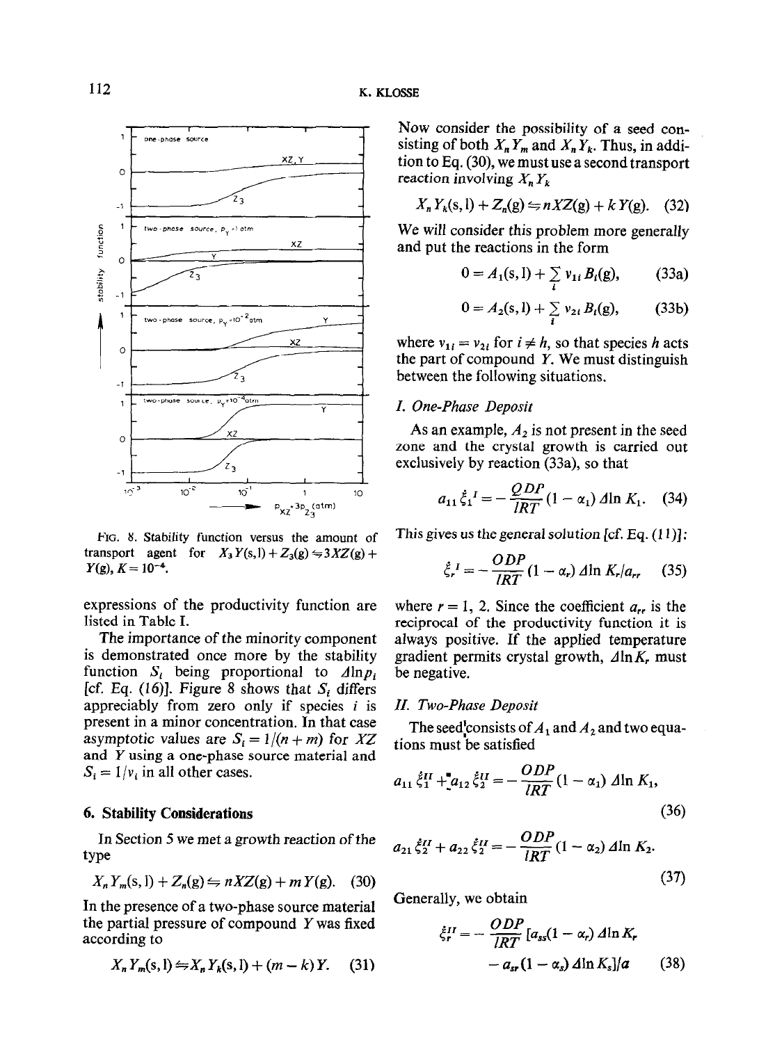FIG. 8. Stability function versus the amount of transport agent for $X_3Y(s,l) + Z_3(g) \leftrightharpoons 3XZ(g) + Y(g)$, $K = 10^{-4}$.

expressions of the productivity function are listed in Table I.

The importance of the minority component is demonstrated once more by the stability function $S_i$ being proportional to $\Delta \ln p_i$ [cf. Eq. (16)]. Figure 8 shows that $S_i$ differs appreciably from zero only if species $i$ is present in a minor concentration. In that case asymptotic values are $S_i = 1/(n+m)$ for $XZ$ and $Y$ using a one-phase source material and $S_i = 1/\nu_i$ in all other cases.

## 6. Stability Considerations

In Section 5 we met a growth reaction of the type

$$X_nY_m(\text{s, l}) + Z_n(\text{g}) \leftrightharpoons nXZ(\text{g}) + mY(\text{g}). \quad (30)$$

In the presence of a two-phase source material the partial pressure of compound $Y$ was fixed according to

$$X_nY_m(\text{s, l}) \leftrightharpoons X_nY_k(\text{s, l}) + (m-k)Y. \quad (31)$$

Now consider the possibility of a seed consisting of both $X_nY_m$ and $X_nY_k$. Thus, in addition to Eq. (30), we must use a second transport reaction involving $X_nY_k$

$$X_nY_k(\text{s, l}) + Z_n(\text{g}) \leftrightharpoons nXZ(\text{g}) + kY(\text{g}). \quad (32)$$

We will consider this problem more generally and put the reactions in the form

$$0 = A_1(\text{s, l}) + \sum_i \nu_{1i} B_i(\text{g}), \quad (33\text{a})$$

$$0 = A_2(\text{s, l}) + \sum_i \nu_{2i} B_i(\text{g}), \quad (33\text{b})$$

where $\nu_{1i} = \nu_{2i}$ for $i \neq h$, so that species $h$ acts the part of compound $Y$. We must distinguish between the following situations.

### I. One-Phase Deposit

As an example, $A_2$ is not present in the seed zone and the crystal growth is carried out exclusively by reaction (33a), so that

$$a_{11} \dot{\xi}_1^{I} = -\frac{QDP}{lRT}(1-\alpha_1)\,\Delta \ln K_1. \quad (34)$$

This gives us the general solution [cf. Eq. (11)]:

$$\dot{\xi}_r^{I} = -\frac{QDP}{lRT}(1-\alpha_r)\,\Delta \ln K_r / a_{rr} \quad (35)$$

where $r = 1, 2$. Since the coefficient $a_{rr}$ is the reciprocal of the productivity function it is always positive. If the applied temperature gradient permits crystal growth, $\Delta \ln K_r$ must be negative.

### II. Two-Phase Deposit

The seed consists of $A_1$ and $A_2$ and two equations must be satisfied

$$a_{11} \dot{\xi}_1^{II} + a_{12} \dot{\xi}_2^{II} = -\frac{QDP}{lRT}(1-\alpha_1)\,\Delta \ln K_1, \quad (36)$$

$$a_{21} \dot{\xi}_2^{II} + a_{22} \dot{\xi}_2^{II} = -\frac{QDP}{lRT}(1-\alpha_2)\,\Delta \ln K_2. \quad (37)$$

Generally, we obtain

$$\dot{\xi}_r^{II} = -\frac{QDP}{lRT}[a_{ss}(1-\alpha_r)\,\Delta \ln K_r - a_{sr}(1-\alpha_s)\,\Delta \ln K_s]/a \quad (38)$$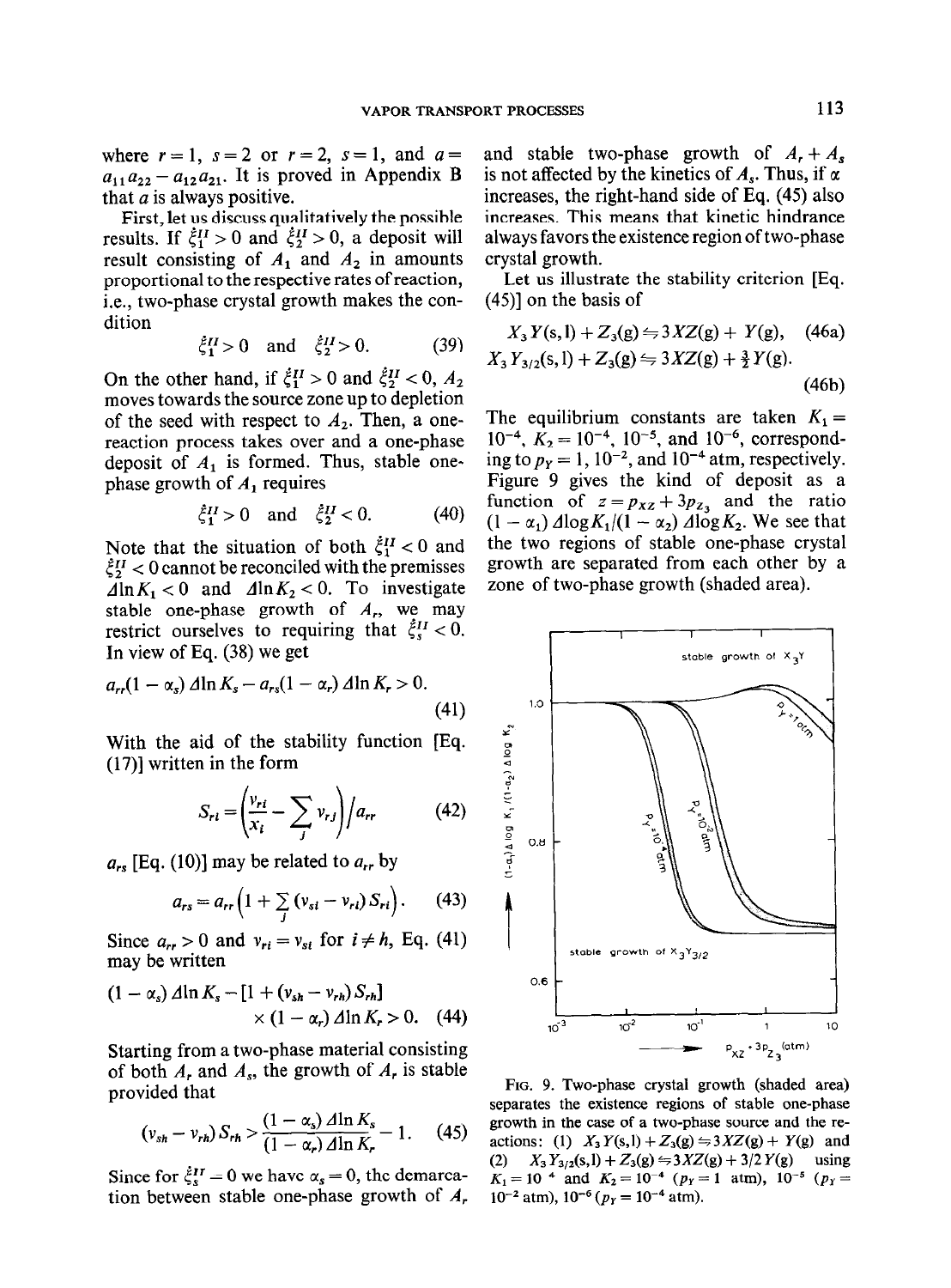where $r = 1$, $s = 2$ or $r = 2$, $s = 1$, and $a = a_{11}a_{22} - a_{12}a_{21}$. It is proved in Appendix B that $a$ is always positive.

First, let us discuss qualitatively the possible results. If $\dot{\xi}_1^{II} > 0$ and $\dot{\xi}_2^{II} > 0$, a deposit will result consisting of $A_1$ and $A_2$ in amounts proportional to the respective rates of reaction, i.e., two-phase crystal growth makes the condition

$$\dot{\xi}_1^{II} > 0 \quad \text{and} \quad \dot{\xi}_2^{II} > 0. \tag{39}$$

On the other hand, if $\dot{\xi}_1^{II} > 0$ and $\dot{\xi}_2^{II} < 0$, $A_2$ moves towards the source zone up to depletion of the seed with respect to $A_2$. Then, a one-reaction process takes over and a one-phase deposit of $A_1$ is formed. Thus, stable one-phase growth of $A_1$ requires

$$\dot{\xi}_1^{II} > 0 \quad \text{and} \quad \dot{\xi}_2^{II} < 0. \tag{40}$$

Note that the situation of both $\dot{\xi}_1^{II} < 0$ and $\dot{\xi}_2^{II} < 0$ cannot be reconciled with the premisses $\Delta \ln K_1 < 0$ and $\Delta \ln K_2 < 0$. To investigate stable one-phase growth of $A_r$, we may restrict ourselves to requiring that $\dot{\xi}_s^{II} < 0$. In view of Eq. (38) we get

$$a_{rr}(1 - \alpha_s)\,\Delta \ln K_s - a_{rs}(1 - \alpha_r)\,\Delta \ln K_r > 0. \tag{41}$$

With the aid of the stability function [Eq. (17)] written in the form

$$S_{ri} = \left(\frac{\nu_{ri}}{x_i} - \sum_j \nu_{rj}\right) \Big/ a_{rr} \tag{42}$$

$a_{rs}$ [Eq. (10)] may be related to $a_{rr}$ by

$$a_{rs} = a_{rr}\left(1 + \sum_j (\nu_{si} - \nu_{ri})\, S_{ri}\right). \tag{43}$$

Since $a_{rr} > 0$ and $\nu_{ri} = \nu_{si}$ for $i \neq h$, Eq. (41) may be written

$$(1 - \alpha_s)\,\Delta \ln K_s - [1 + (\nu_{sh} - \nu_{rh})\, S_{rh}] \times (1 - \alpha_r)\,\Delta \ln K_r > 0. \tag{44}$$

Starting from a two-phase material consisting of both $A_r$ and $A_s$, the growth of $A_r$ is stable provided that

$$(\nu_{sh} - \nu_{rh})\, S_{rh} > \frac{(1 - \alpha_s)\,\Delta \ln K_s}{(1 - \alpha_r)\,\Delta \ln K_r} - 1. \tag{45}$$

Since for $\dot{\xi}_s^{II} = 0$ we have $\alpha_s = 0$, the demarcation between stable one-phase growth of $A_r$ and stable two-phase growth of $A_r + A_s$ is not affected by the kinetics of $A_s$. Thus, if $\alpha$ increases, the right-hand side of Eq. (45) also increases. This means that kinetic hindrance always favors the existence region of two-phase crystal growth.

Let us illustrate the stability criterion [Eq. (45)] on the basis of

$$X_3Y(\text{s,l}) + Z_3(\text{g}) \leftrightharpoons 3XZ(\text{g}) + Y(\text{g}), \tag{46a}$$

$$X_3Y_{3/2}(\text{s,l}) + Z_3(\text{g}) \leftrightharpoons 3XZ(\text{g}) + \tfrac{3}{2}Y(\text{g}). \tag{46b}$$

The equilibrium constants are taken $K_1 = 10^{-4}$, $K_2 = 10^{-4}$, $10^{-5}$, and $10^{-6}$, corresponding to $p_Y = 1$, $10^{-2}$, and $10^{-4}$ atm, respectively. Figure 9 gives the kind of deposit as a function of $z = p_{XZ} + 3p_{Z_3}$ and the ratio $(1 - \alpha_1)\,\Delta \log K_1/(1 - \alpha_2)\,\Delta \log K_2$. We see that the two regions of stable one-phase crystal growth are separated from each other by a zone of two-phase growth (shaded area).

FIG. 9. Two-phase crystal growth (shaded area) separates the existence regions of stable one-phase growth in the case of a two-phase source and the reactions: (1) $X_3Y(\text{s,l}) + Z_3(\text{g}) \leftrightharpoons 3XZ(\text{g}) + Y(\text{g})$ and (2) $X_3Y_{3/2}(\text{s,l}) + Z_3(\text{g}) \leftrightharpoons 3XZ(\text{g}) + 3/2\,Y(\text{g})$ using $K_1 = 10^{-4}$ and $K_2 = 10^{-4}$ ($p_Y = 1$ atm), $10^{-5}$ ($p_Y = 10^{-2}$ atm), $10^{-6}$ ($p_Y = 10^{-4}$ atm).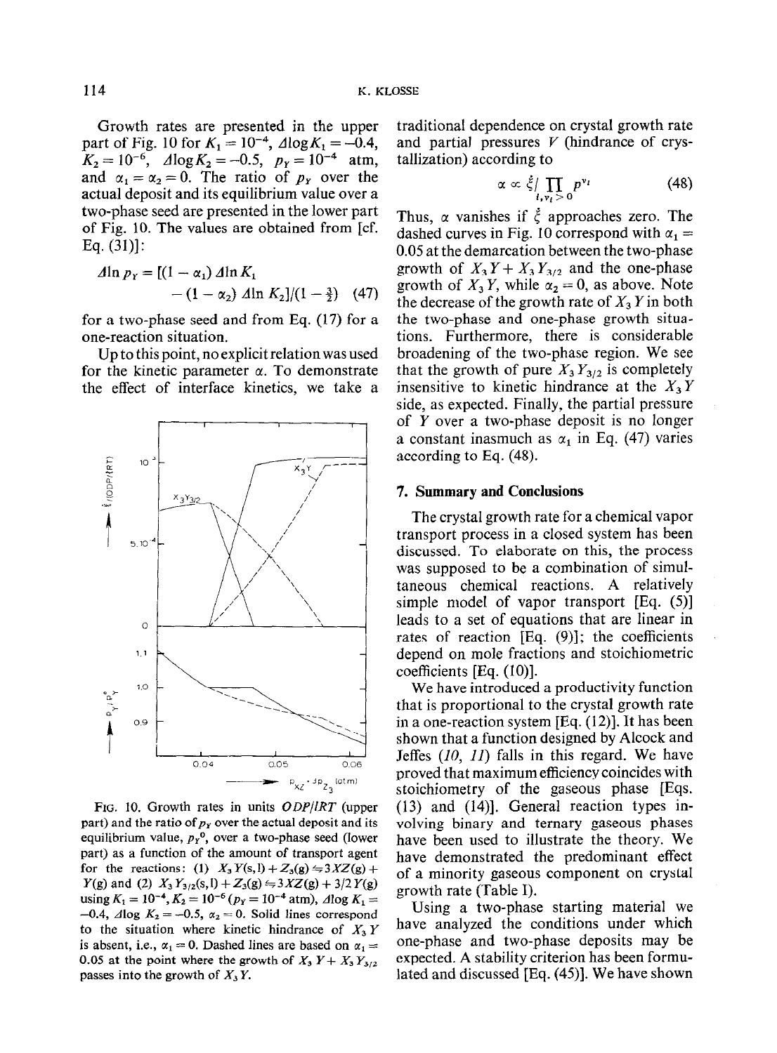Growth rates are presented in the upper part of Fig. 10 for $K_1 = 10^{-4}$, $\Delta \log K_1 = -0.4$, $K_2 = 10^{-6}$, $\Delta \log K_2 = -0.5$, $p_Y = 10^{-4}$ atm, and $\alpha_1 = \alpha_2 = 0$. The ratio of $p_Y$ over the actual deposit and its equilibrium value over a two-phase seed are presented in the lower part of Fig. 10. The values are obtained from [cf. Eq. (31)]:

$$\Delta \ln p_Y = [(1 - \alpha_1) \Delta \ln K_1 - (1 - \alpha_2) \Delta \ln K_2]/(1 - \tfrac{3}{2}) \quad (47)$$

for a two-phase seed and from Eq. (17) for a one-reaction situation.

Up to this point, no explicit relation was used for the kinetic parameter $\alpha$. To demonstrate the effect of interface kinetics, we take a traditional dependence on crystal growth rate and partial pressures $V$ (hindrance of crystallization) according to

$$\alpha \propto \xi / \prod_{i, \nu_i > 0} p^{\nu_i} \quad (48)$$

Thus, $\alpha$ vanishes if $\xi$ approaches zero. The dashed curves in Fig. 10 correspond with $\alpha_1 = 0.05$ at the demarcation between the two-phase growth of $X_3Y + X_3Y_{3/2}$ and the one-phase growth of $X_3Y$, while $\alpha_2 = 0$, as above. Note the decrease of the growth rate of $X_3Y$ in both the two-phase and one-phase growth situations. Furthermore, there is considerable broadening of the two-phase region. We see that the growth of pure $X_3Y_{3/2}$ is completely insensitive to kinetic hindrance at the $X_3Y$ side, as expected. Finally, the partial pressure of $Y$ over a two-phase deposit is no longer a constant inasmuch as $\alpha_1$ in Eq. (47) varies according to Eq. (48).

FIG. 10. Growth rates in units $ODP/lRT$ (upper part) and the ratio of $p_Y$ over the actual deposit and its equilibrium value, $p_Y^0$, over a two-phase seed (lower part) as a function of the amount of transport agent for the reactions: (1) $X_3Y(s,l) + Z_3(g) \rightleftharpoons 3XZ(g) + Y(g)$ and (2) $X_3Y_{3/2}(s,l) + Z_3(g) \rightleftharpoons 3XZ(g) + 3/2\,Y(g)$ using $K_1 = 10^{-4}$, $K_2 = 10^{-6}$ ($p_Y = 10^{-4}$ atm), $\Delta \log K_1 = -0.4$, $\Delta \log K_2 = -0.5$, $\alpha_2 = 0$. Solid lines correspond to the situation where kinetic hindrance of $X_3Y$ is absent, i.e., $\alpha_1 = 0$. Dashed lines are based on $\alpha_1 = 0.05$ at the point where the growth of $X_3Y + X_3Y_{3/2}$ passes into the growth of $X_3Y$.

## 7. Summary and Conclusions

The crystal growth rate for a chemical vapor transport process in a closed system has been discussed. To elaborate on this, the process was supposed to be a combination of simultaneous chemical reactions. A relatively simple model of vapor transport [Eq. (5)] leads to a set of equations that are linear in rates of reaction [Eq. (9)]; the coefficients depend on mole fractions and stoichiometric coefficients [Eq. (10)].

We have introduced a productivity function that is proportional to the crystal growth rate in a one-reaction system [Eq. (12)]. It has been shown that a function designed by Alcock and Jeffes (*10, 11*) falls in this regard. We have proved that maximum efficiency coincides with stoichiometry of the gaseous phase [Eqs. (13) and (14)]. General reaction types involving binary and ternary gaseous phases have been used to illustrate the theory. We have demonstrated the predominant effect of a minority gaseous component on crystal growth rate (Table I).

Using a two-phase starting material we have analyzed the conditions under which one-phase and two-phase deposits may be expected. A stability criterion has been formulated and discussed [Eq. (45)]. We have shown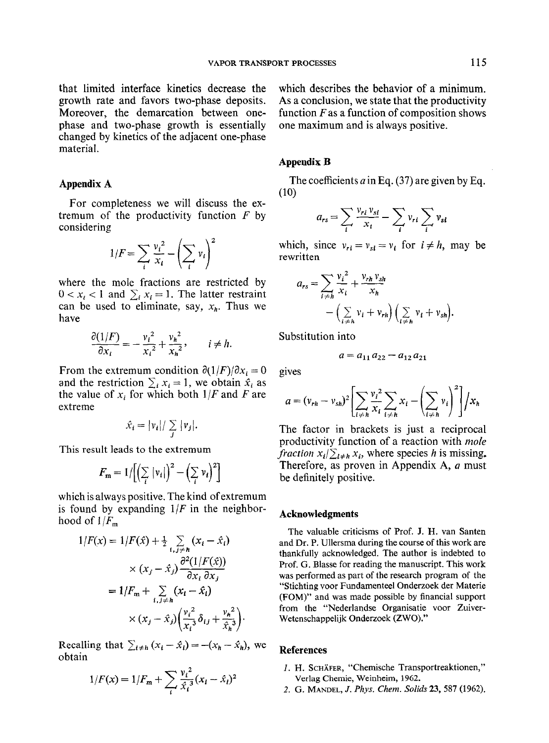that limited interface kinetics decrease the growth rate and favors two-phase deposits. Moreover, the demarcation between one-phase and two-phase growth is essentially changed by kinetics of the adjacent one-phase material.

## Appendix A

For completeness we will discuss the extremum of the productivity function $F$ by considering

$$1/F = \sum_i \frac{v_i^2}{x_i} - \left(\sum_i v_i\right)^2$$

where the mole fractions are restricted by $0 < x_i < 1$ and $\sum_i x_i = 1$. The latter restraint can be used to eliminate, say, $x_h$. Thus we have

$$\frac{\partial(1/F)}{\partial x_i} = -\frac{v_i^2}{x_i^2} + \frac{v_h^2}{x_h^2}, \qquad i \neq h.$$

From the extremum condition $\partial(1/F)/\partial x_i = 0$ and the restriction $\sum_i x_i = 1$, we obtain $\hat{x}_i$ as the value of $x_i$ for which both $1/F$ and $F$ are extreme

$$\hat{x}_i = |v_i| / \sum_j |v_j|.$$

This result leads to the extremum

$$F_m = 1 / \left[\left(\sum_i |v_i|\right)^2 - \left(\sum_i v_i\right)^2\right]$$

which is always positive. The kind of extremum is found by expanding $1/F$ in the neighborhood of $1/F_m$

$$\begin{aligned} 1/F(x) &= 1/F(\hat{x}) + \tfrac{1}{2} \sum_{i,j \neq h} (x_i - \hat{x}_i) \times (x_j - \hat{x}_j) \frac{\partial^2(1/F(\hat{x}))}{\partial x_i \, \partial x_j} \\ &= 1/F_m + \sum_{i,j \neq h} (x_i - \hat{x}_i) \times (x_j - \hat{x}_j) \left(\frac{v_i^2}{\hat{x}_i^3}\delta_{ij} + \frac{v_h^2}{\hat{x}_h^3}\right). \end{aligned}$$

Recalling that $\sum_{i \neq h} (x_i - \hat{x}_i) = -(x_h - \hat{x}_h)$, we obtain

$$1/F(x) = 1/F_m + \sum_i \frac{v_i^2}{\hat{x}_i^3}(x_i - \hat{x}_i)^2$$

which describes the behavior of a minimum. As a conclusion, we state that the productivity function $F$ as a function of composition shows one maximum and is always positive.

## Appendix B

The coefficients $a$ in Eq. (37) are given by Eq. (10)

$$a_{rs} = \sum_i \frac{v_{ri} v_{si}}{x_i} - \sum_i v_{ri} \sum_i v_{si}$$

which, since $v_{ri} = v_{si} = v_i$ for $i \neq h$, may be rewritten

$$\begin{aligned} a_{rs} &= \sum_{i \neq h} \frac{v_i^2}{x_i} + \frac{v_{rh} v_{sh}}{x_h} \\ &\quad - \left(\sum_{i \neq h} v_i + v_{rh}\right)\left(\sum_{i \neq h} v_i + v_{sh}\right). \end{aligned}$$

Substitution into

$$a = a_{11} a_{22} - a_{12} a_{21}$$

gives

$$a = (v_{rh} - v_{sh})^2 \left[\sum_{i \neq h} \frac{v_i^2}{x_i} \sum_{i \neq h} x_i - \left(\sum_{i \neq h} v_i\right)^2\right] \Big/ x_h$$

The factor in brackets is just a reciprocal productivity function of a reaction with *mole fraction* $x_i / \sum_{i \neq h} x_i$, where species $h$ is missing. Therefore, as proven in Appendix A, $a$ must be definitely positive.

## Acknowledgments

The valuable criticisms of Prof. J. H. van Santen and Dr. P. Ullersma during the course of this work are thankfully acknowledged. The author is indebted to Prof. G. Blasse for reading the manuscript. This work was performed as part of the research program of the "Stichting voor Fundamenteel Onderzoek der Materie (FOM)" and was made possible by financial support from the "Nederlandse Organisatie voor Zuiver-Wetenschappelijk Onderzoek (ZWO)."

## References

1. H. Schäfer, "Chemische Transportreaktionen," Verlag Chemie, Weinheim, 1962.
2. G. Mandel, *J. Phys. Chem. Solids* **23**, 587 (1962).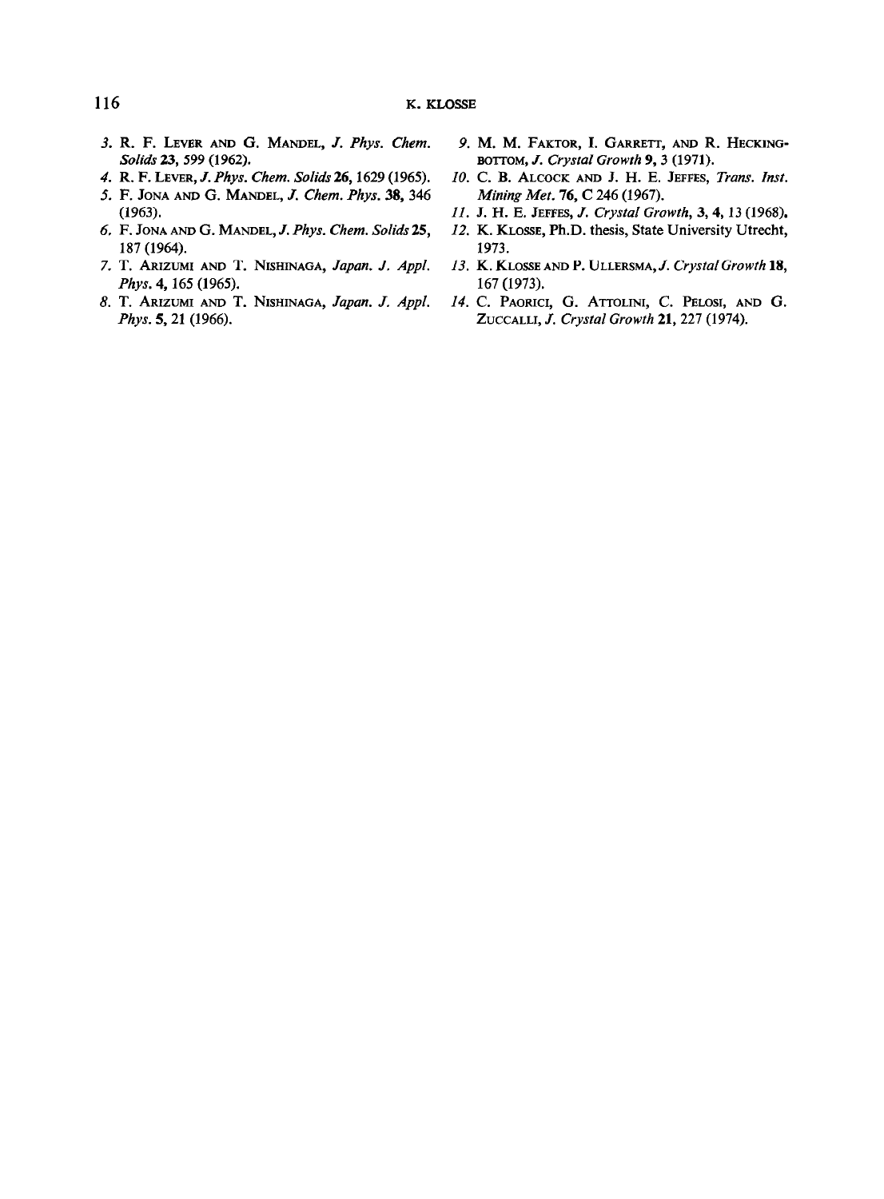3. R. F. Lever and G. Mandel, *J. Phys. Chem. Solids* **23**, 599 (1962).
4. R. F. Lever, *J. Phys. Chem. Solids* **26**, 1629 (1965).
5. F. Jona and G. Mandel, *J. Chem. Phys.* **38**, 346 (1963).
6. F. Jona and G. Mandel, *J. Phys. Chem. Solids* **25**, 187 (1964).
7. T. Arizumi and T. Nishinaga, *Japan. J. Appl. Phys.* **4**, 165 (1965).
8. T. Arizumi and T. Nishinaga, *Japan. J. Appl. Phys.* **5**, 21 (1966).
9. M. M. Faktor, I. Garrett, and R. Heckingbottom, *J. Crystal Growth* **9**, 3 (1971).
10. C. B. Alcock and J. H. E. Jeffes, *Trans. Inst. Mining Met.* **76**, C 246 (1967).
11. J. H. E. Jeffes, *J. Crystal Growth*, **3**, **4**, 13 (1968).
12. K. Klosse, Ph.D. thesis, State University Utrecht, 1973.
13. K. Klosse and P. Ullersma, *J. Crystal Growth* **18**, 167 (1973).
14. C. Paorici, G. Attolini, C. Pelosi, and G. Zuccalli, *J. Crystal Growth* **21**, 227 (1974).